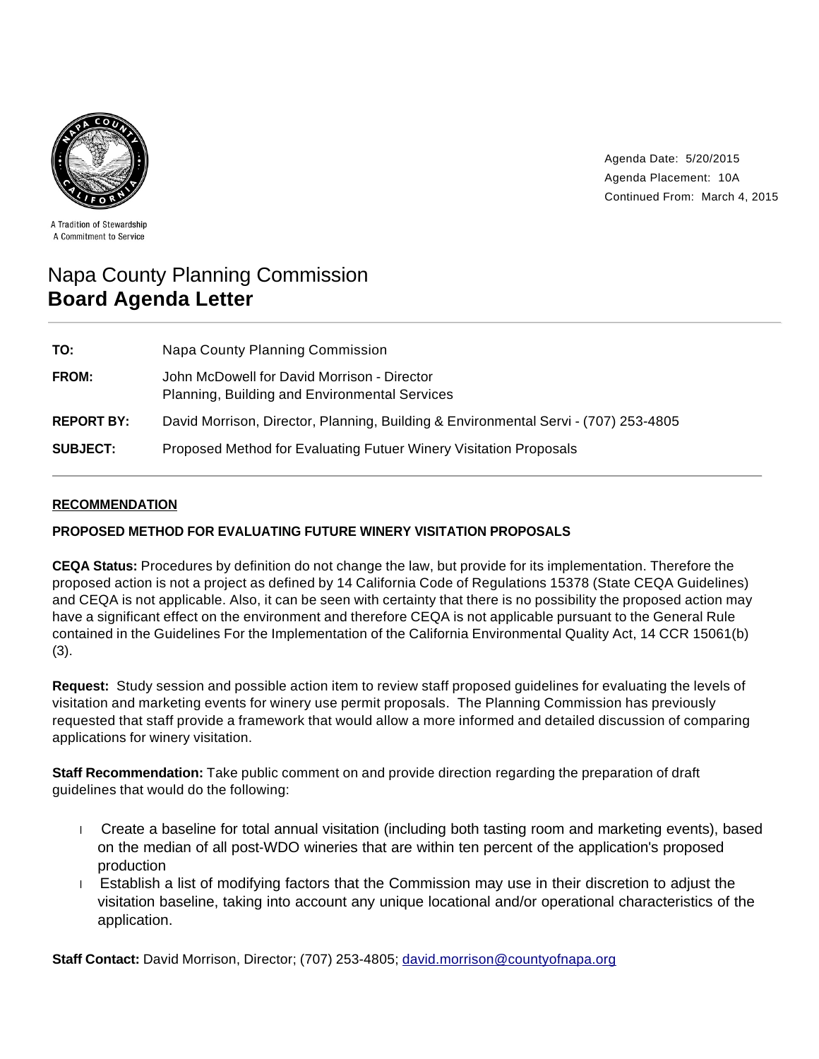A Tradition of Stewardship
A Commitment to Service

Agenda Date: 5/20/2015
Agenda Placement: 10A
Continued From: March 4, 2015

# Napa County Planning Commission
## Board Agenda Letter

| | |
|---|---|
| **TO:** | Napa County Planning Commission |
| **FROM:** | John McDowell for David Morrison - Director<br>Planning, Building and Environmental Services |
| **REPORT BY:** | David Morrison, Director, Planning, Building & Environmental Servi - (707) 253-4805 |
| **SUBJECT:** | Proposed Method for Evaluating Futuer Winery Visitation Proposals |

**RECOMMENDATION**

**PROPOSED METHOD FOR EVALUATING FUTURE WINERY VISITATION PROPOSALS**

**CEQA Status:** Procedures by definition do not change the law, but provide for its implementation. Therefore the proposed action is not a project as defined by 14 California Code of Regulations 15378 (State CEQA Guidelines) and CEQA is not applicable. Also, it can be seen with certainty that there is no possibility the proposed action may have a significant effect on the environment and therefore CEQA is not applicable pursuant to the General Rule contained in the Guidelines For the Implementation of the California Environmental Quality Act, 14 CCR 15061(b)(3).

**Request:** Study session and possible action item to review staff proposed guidelines for evaluating the levels of visitation and marketing events for winery use permit proposals. The Planning Commission has previously requested that staff provide a framework that would allow a more informed and detailed discussion of comparing applications for winery visitation.

**Staff Recommendation:** Take public comment on and provide direction regarding the preparation of draft guidelines that would do the following:

- Create a baseline for total annual visitation (including both tasting room and marketing events), based on the median of all post-WDO wineries that are within ten percent of the application's proposed production
- Establish a list of modifying factors that the Commission may use in their discretion to adjust the visitation baseline, taking into account any unique locational and/or operational characteristics of the application.

**Staff Contact:** David Morrison, Director; (707) 253-4805; david.morrison@countyofnapa.org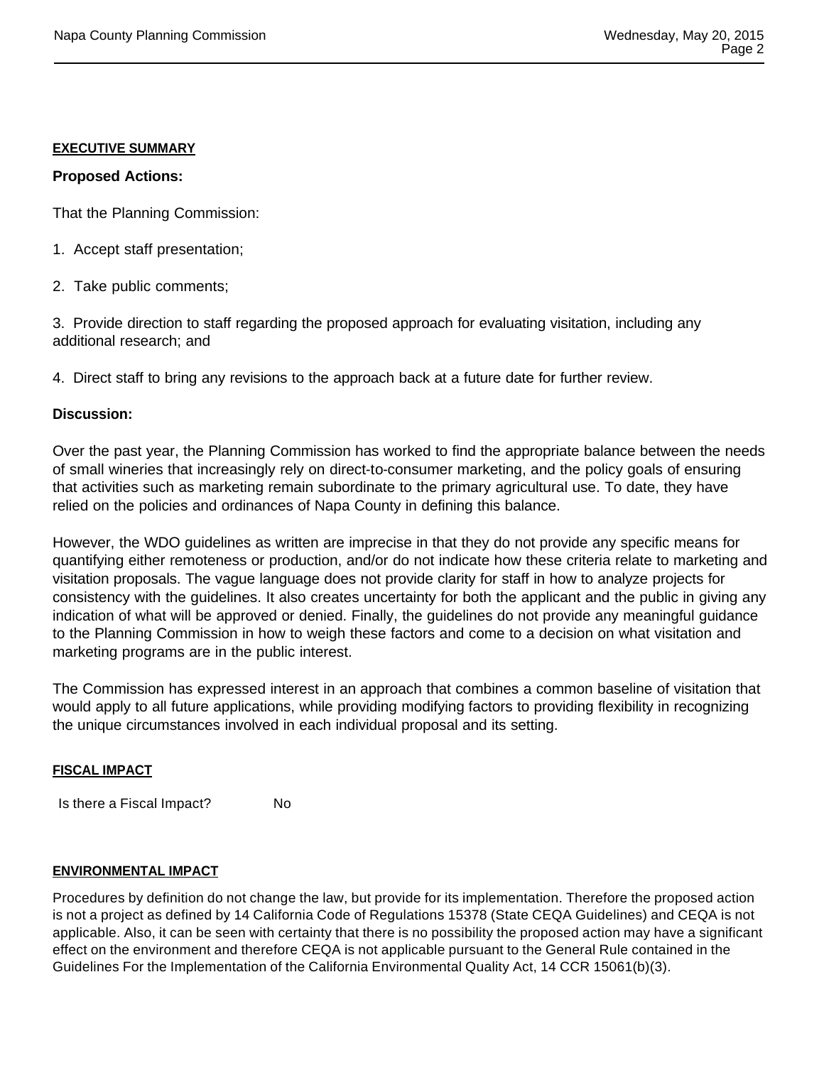## EXECUTIVE SUMMARY

### Proposed Actions:

That the Planning Commission:

1. Accept staff presentation;

2. Take public comments;

3. Provide direction to staff regarding the proposed approach for evaluating visitation, including any additional research; and

4. Direct staff to bring any revisions to the approach back at a future date for further review.

### Discussion:

Over the past year, the Planning Commission has worked to find the appropriate balance between the needs of small wineries that increasingly rely on direct-to-consumer marketing, and the policy goals of ensuring that activities such as marketing remain subordinate to the primary agricultural use. To date, they have relied on the policies and ordinances of Napa County in defining this balance.

However, the WDO guidelines as written are imprecise in that they do not provide any specific means for quantifying either remoteness or production, and/or do not indicate how these criteria relate to marketing and visitation proposals. The vague language does not provide clarity for staff in how to analyze projects for consistency with the guidelines. It also creates uncertainty for both the applicant and the public in giving any indication of what will be approved or denied. Finally, the guidelines do not provide any meaningful guidance to the Planning Commission in how to weigh these factors and come to a decision on what visitation and marketing programs are in the public interest.

The Commission has expressed interest in an approach that combines a common baseline of visitation that would apply to all future applications, while providing modifying factors to providing flexibility in recognizing the unique circumstances involved in each individual proposal and its setting.

## FISCAL IMPACT

Is there a Fiscal Impact? No

## ENVIRONMENTAL IMPACT

Procedures by definition do not change the law, but provide for its implementation. Therefore the proposed action is not a project as defined by 14 California Code of Regulations 15378 (State CEQA Guidelines) and CEQA is not applicable. Also, it can be seen with certainty that there is no possibility the proposed action may have a significant effect on the environment and therefore CEQA is not applicable pursuant to the General Rule contained in the Guidelines For the Implementation of the California Environmental Quality Act, 14 CCR 15061(b)(3).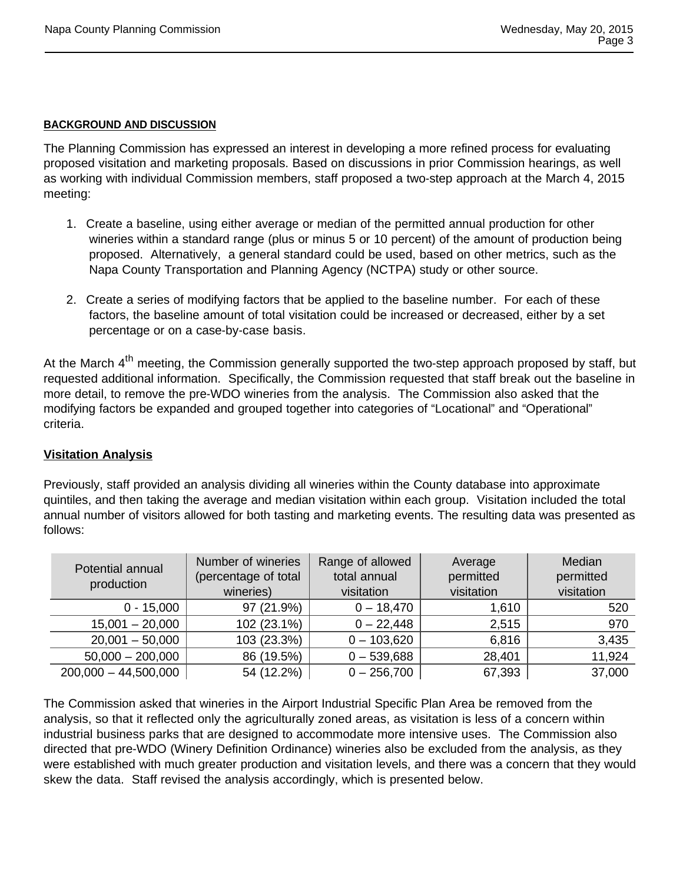## BACKGROUND AND DISCUSSION

The Planning Commission has expressed an interest in developing a more refined process for evaluating proposed visitation and marketing proposals. Based on discussions in prior Commission hearings, as well as working with individual Commission members, staff proposed a two-step approach at the March 4, 2015 meeting:

1. Create a baseline, using either average or median of the permitted annual production for other wineries within a standard range (plus or minus 5 or 10 percent) of the amount of production being proposed. Alternatively, a general standard could be used, based on other metrics, such as the Napa County Transportation and Planning Agency (NCTPA) study or other source.

2. Create a series of modifying factors that be applied to the baseline number. For each of these factors, the baseline amount of total visitation could be increased or decreased, either by a set percentage or on a case-by-case basis.

At the March 4th meeting, the Commission generally supported the two-step approach proposed by staff, but requested additional information. Specifically, the Commission requested that staff break out the baseline in more detail, to remove the pre-WDO wineries from the analysis. The Commission also asked that the modifying factors be expanded and grouped together into categories of "Locational" and "Operational" criteria.

### Visitation Analysis

Previously, staff provided an analysis dividing all wineries within the County database into approximate quintiles, and then taking the average and median visitation within each group. Visitation included the total annual number of visitors allowed for both tasting and marketing events. The resulting data was presented as follows:

| Potential annual production | Number of wineries (percentage of total wineries) | Range of allowed total annual visitation | Average permitted visitation | Median permitted visitation |
|---:|---:|---:|---:|---:|
| 0 - 15,000 | 97 (21.9%) | 0 – 18,470 | 1,610 | 520 |
| 15,001 – 20,000 | 102 (23.1%) | 0 – 22,448 | 2,515 | 970 |
| 20,001 – 50,000 | 103 (23.3%) | 0 – 103,620 | 6,816 | 3,435 |
| 50,000 – 200,000 | 86 (19.5%) | 0 – 539,688 | 28,401 | 11,924 |
| 200,000 – 44,500,000 | 54 (12.2%) | 0 – 256,700 | 67,393 | 37,000 |

The Commission asked that wineries in the Airport Industrial Specific Plan Area be removed from the analysis, so that it reflected only the agriculturally zoned areas, as visitation is less of a concern within industrial business parks that are designed to accommodate more intensive uses. The Commission also directed that pre-WDO (Winery Definition Ordinance) wineries also be excluded from the analysis, as they were established with much greater production and visitation levels, and there was a concern that they would skew the data. Staff revised the analysis accordingly, which is presented below.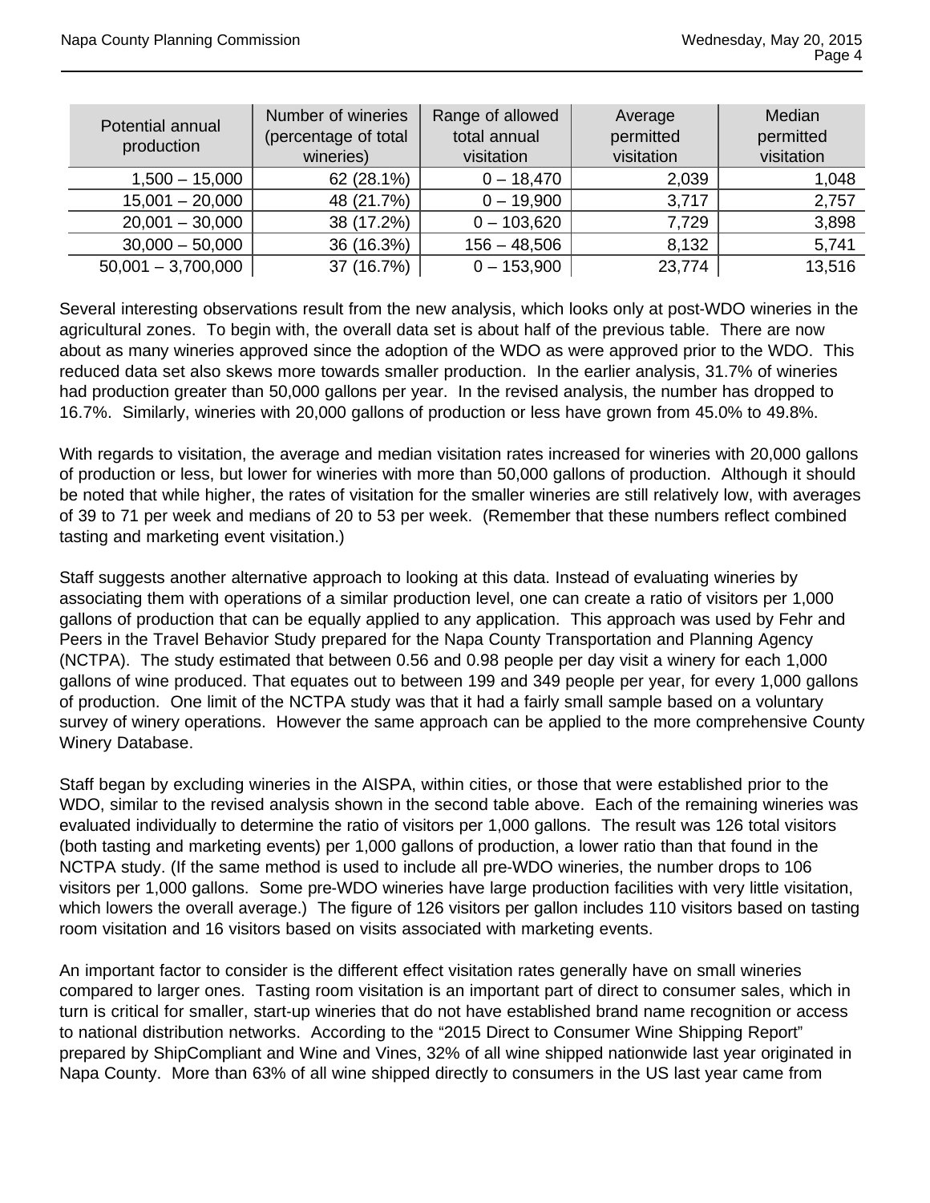| Potential annual production | Number of wineries (percentage of total wineries) | Range of allowed total annual visitation | Average permitted visitation | Median permitted visitation |
|---|---|---|---|---|
| 1,500 – 15,000 | 62 (28.1%) | 0 – 18,470 | 2,039 | 1,048 |
| 15,001 – 20,000 | 48 (21.7%) | 0 – 19,900 | 3,717 | 2,757 |
| 20,001 – 30,000 | 38 (17.2%) | 0 – 103,620 | 7,729 | 3,898 |
| 30,000 – 50,000 | 36 (16.3%) | 156 – 48,506 | 8,132 | 5,741 |
| 50,001 – 3,700,000 | 37 (16.7%) | 0 – 153,900 | 23,774 | 13,516 |

Several interesting observations result from the new analysis, which looks only at post-WDO wineries in the agricultural zones. To begin with, the overall data set is about half of the previous table. There are now about as many wineries approved since the adoption of the WDO as were approved prior to the WDO. This reduced data set also skews more towards smaller production. In the earlier analysis, 31.7% of wineries had production greater than 50,000 gallons per year. In the revised analysis, the number has dropped to 16.7%. Similarly, wineries with 20,000 gallons of production or less have grown from 45.0% to 49.8%.

With regards to visitation, the average and median visitation rates increased for wineries with 20,000 gallons of production or less, but lower for wineries with more than 50,000 gallons of production. Although it should be noted that while higher, the rates of visitation for the smaller wineries are still relatively low, with averages of 39 to 71 per week and medians of 20 to 53 per week. (Remember that these numbers reflect combined tasting and marketing event visitation.)

Staff suggests another alternative approach to looking at this data. Instead of evaluating wineries by associating them with operations of a similar production level, one can create a ratio of visitors per 1,000 gallons of production that can be equally applied to any application. This approach was used by Fehr and Peers in the Travel Behavior Study prepared for the Napa County Transportation and Planning Agency (NCTPA). The study estimated that between 0.56 and 0.98 people per day visit a winery for each 1,000 gallons of wine produced. That equates out to between 199 and 349 people per year, for every 1,000 gallons of production. One limit of the NCTPA study was that it had a fairly small sample based on a voluntary survey of winery operations. However the same approach can be applied to the more comprehensive County Winery Database.

Staff began by excluding wineries in the AISPA, within cities, or those that were established prior to the WDO, similar to the revised analysis shown in the second table above. Each of the remaining wineries was evaluated individually to determine the ratio of visitors per 1,000 gallons. The result was 126 total visitors (both tasting and marketing events) per 1,000 gallons of production, a lower ratio than that found in the NCTPA study. (If the same method is used to include all pre-WDO wineries, the number drops to 106 visitors per 1,000 gallons. Some pre-WDO wineries have large production facilities with very little visitation, which lowers the overall average.) The figure of 126 visitors per gallon includes 110 visitors based on tasting room visitation and 16 visitors based on visits associated with marketing events.

An important factor to consider is the different effect visitation rates generally have on small wineries compared to larger ones. Tasting room visitation is an important part of direct to consumer sales, which in turn is critical for smaller, start-up wineries that do not have established brand name recognition or access to national distribution networks. According to the "2015 Direct to Consumer Wine Shipping Report" prepared by ShipCompliant and Wine and Vines, 32% of all wine shipped nationwide last year originated in Napa County. More than 63% of all wine shipped directly to consumers in the US last year came from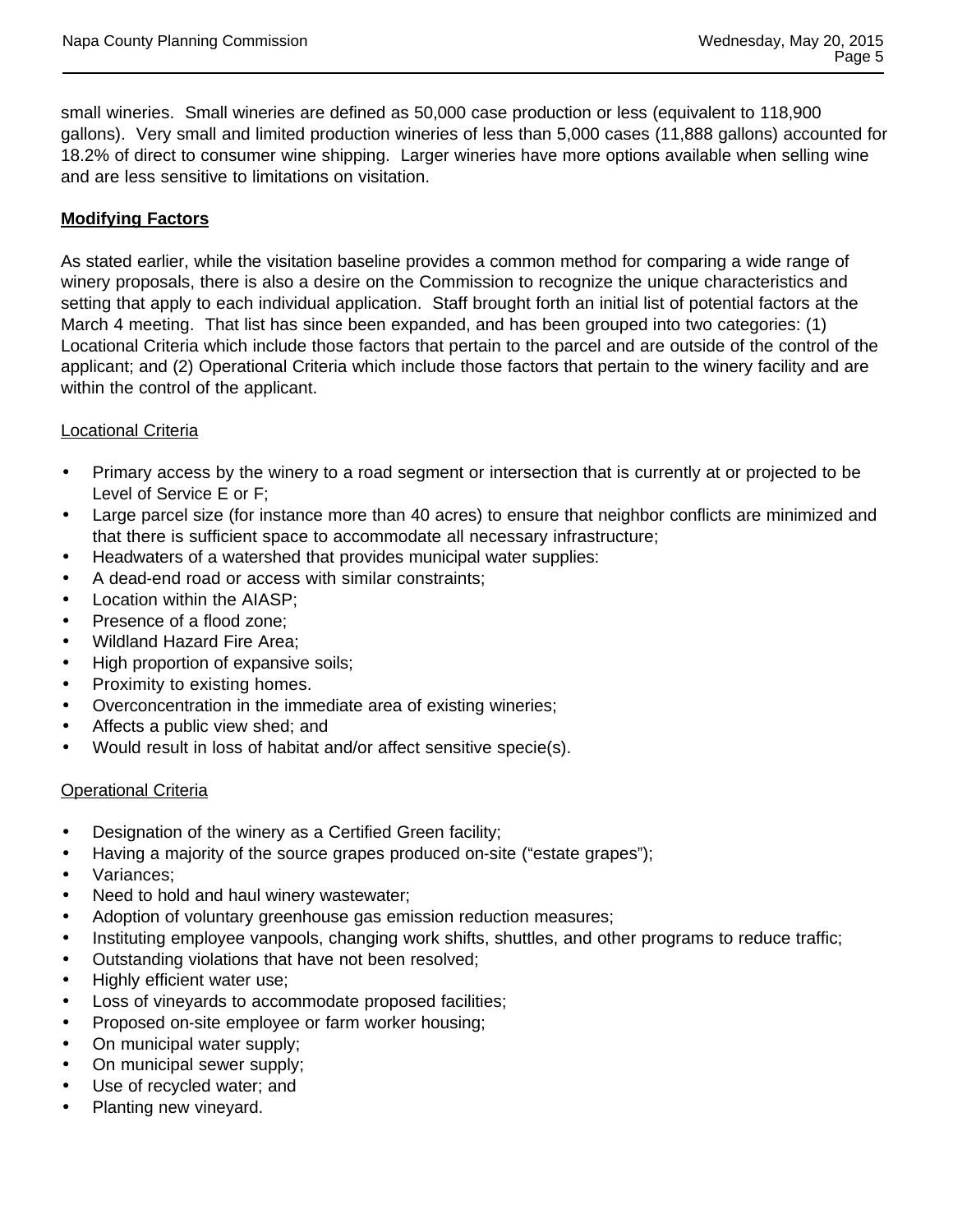small wineries. Small wineries are defined as 50,000 case production or less (equivalent to 118,900 gallons). Very small and limited production wineries of less than 5,000 cases (11,888 gallons) accounted for 18.2% of direct to consumer wine shipping. Larger wineries have more options available when selling wine and are less sensitive to limitations on visitation.

**<u>Modifying Factors</u>**

As stated earlier, while the visitation baseline provides a common method for comparing a wide range of winery proposals, there is also a desire on the Commission to recognize the unique characteristics and setting that apply to each individual application. Staff brought forth an initial list of potential factors at the March 4 meeting. That list has since been expanded, and has been grouped into two categories: (1) Locational Criteria which include those factors that pertain to the parcel and are outside of the control of the applicant; and (2) Operational Criteria which include those factors that pertain to the winery facility and are within the control of the applicant.

<u>Locational Criteria</u>

- Primary access by the winery to a road segment or intersection that is currently at or projected to be Level of Service E or F;
- Large parcel size (for instance more than 40 acres) to ensure that neighbor conflicts are minimized and that there is sufficient space to accommodate all necessary infrastructure;
- Headwaters of a watershed that provides municipal water supplies:
- A dead-end road or access with similar constraints;
- Location within the AIASP;
- Presence of a flood zone;
- Wildland Hazard Fire Area;
- High proportion of expansive soils;
- Proximity to existing homes.
- Overconcentration in the immediate area of existing wineries;
- Affects a public view shed; and
- Would result in loss of habitat and/or affect sensitive specie(s).

<u>Operational Criteria</u>

- Designation of the winery as a Certified Green facility;
- Having a majority of the source grapes produced on-site ("estate grapes");
- Variances;
- Need to hold and haul winery wastewater;
- Adoption of voluntary greenhouse gas emission reduction measures;
- Instituting employee vanpools, changing work shifts, shuttles, and other programs to reduce traffic;
- Outstanding violations that have not been resolved;
- Highly efficient water use;
- Loss of vineyards to accommodate proposed facilities;
- Proposed on-site employee or farm worker housing;
- On municipal water supply;
- On municipal sewer supply;
- Use of recycled water; and
- Planting new vineyard.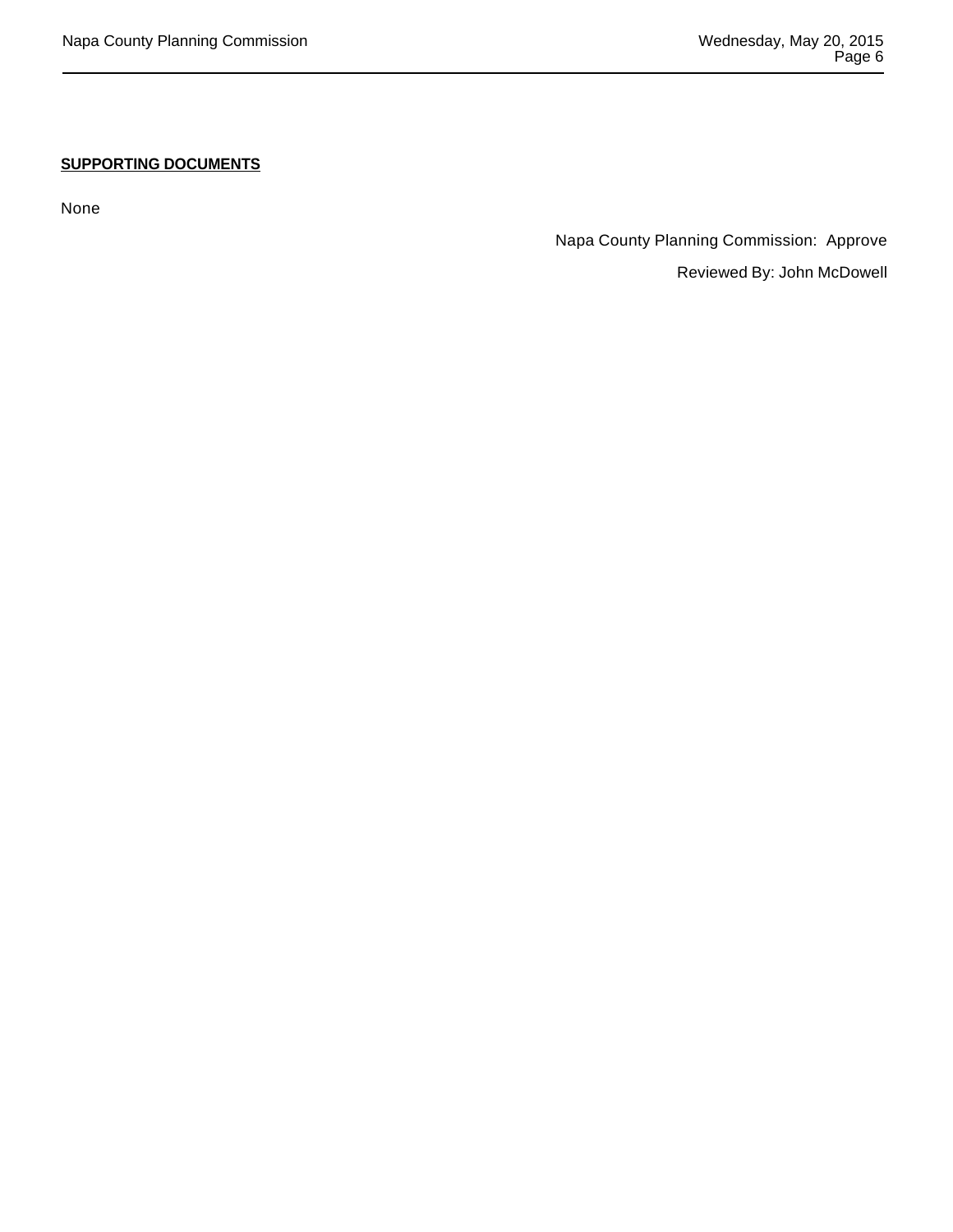**SUPPORTING DOCUMENTS**

None

Napa County Planning Commission: Approve

Reviewed By: John McDowell